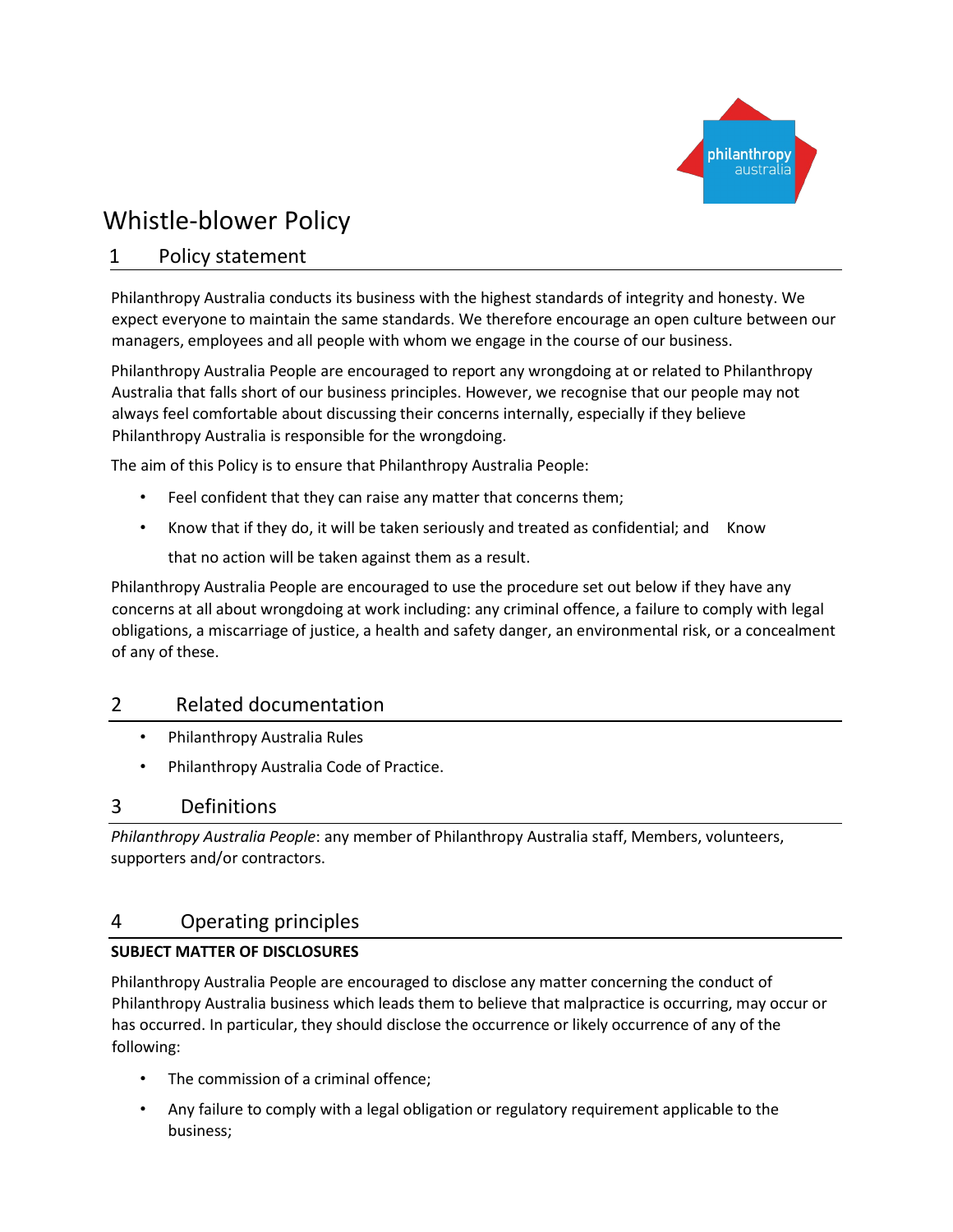# Whistle-blower Policy

## 1 Policy statement

Philanthropy Australia conducts its business with the highest standards of integrity and honesty. We expect everyone to maintain the same standards. We therefore encourage an open culture between our managers, employees and all people with whom we engage in the course of our business.

Philanthropy Australia People are encouraged to report any wrongdoing at or related to Philanthropy Australia that falls short of our business principles. However, we recognise that our people may not always feel comfortable about discussing their concerns internally, especially if they believe Philanthropy Australia is responsible for the wrongdoing.

The aim of this Policy is to ensure that Philanthropy Australia People:

- Feel confident that they can raise any matter that concerns them;
- Know that if they do, it will be taken seriously and treated as confidential; and
- Know that no action will be taken against them as a result.

Philanthropy Australia People are encouraged to use the procedure set out below if they have any concerns at all about wrongdoing at work including: any criminal offence, a failure to comply with legal obligations, a miscarriage of justice, a health and safety danger, an environmental risk, or a concealment of any of these.

## 2 Related documentation

- Philanthropy Australia Rules
- Philanthropy Australia Code of Practice.

## 3 Definitions

*Philanthropy Australia People*: any member of Philanthropy Australia staff, Members, volunteers, supporters and/or contractors.

## 4 Operating principles

**SUBJECT MATTER OF DISCLOSURES**

Philanthropy Australia People are encouraged to disclose any matter concerning the conduct of Philanthropy Australia business which leads them to believe that malpractice is occurring, may occur or has occurred. In particular, they should disclose the occurrence or likely occurrence of any of the following:

- The commission of a criminal offence;
- Any failure to comply with a legal obligation or regulatory requirement applicable to the business;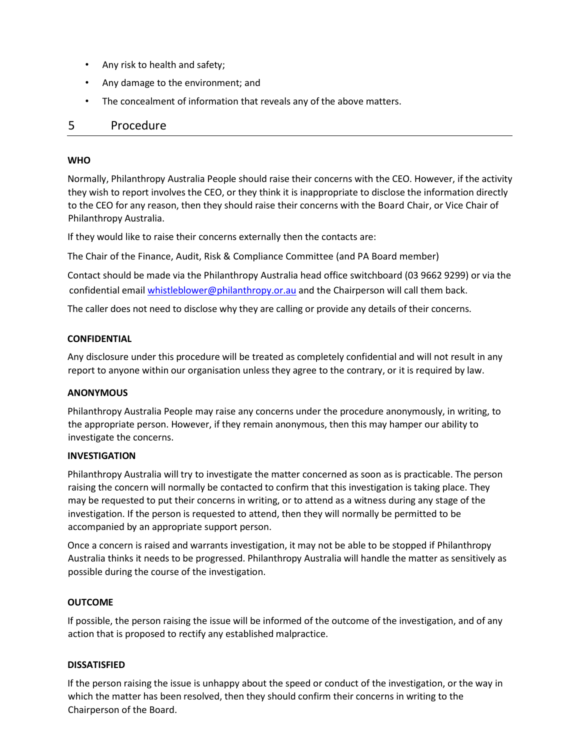- Any risk to health and safety;
- Any damage to the environment; and
- The concealment of information that reveals any of the above matters.

## 5 Procedure

**WHO**

Normally, Philanthropy Australia People should raise their concerns with the CEO. However, if the activity they wish to report involves the CEO, or they think it is inappropriate to disclose the information directly to the CEO for any reason, then they should raise their concerns with the Board Chair, or Vice Chair of Philanthropy Australia.

If they would like to raise their concerns externally then the contacts are:

The Chair of the Finance, Audit, Risk & Compliance Committee (and PA Board member)

Contact should be made via the Philanthropy Australia head office switchboard (03 9662 9299) or via the confidential email whistleblower@philanthropy.or.au and the Chairperson will call them back.

The caller does not need to disclose why they are calling or provide any details of their concerns.

**CONFIDENTIAL**

Any disclosure under this procedure will be treated as completely confidential and will not result in any report to anyone within our organisation unless they agree to the contrary, or it is required by law.

**ANONYMOUS**

Philanthropy Australia People may raise any concerns under the procedure anonymously, in writing, to the appropriate person. However, if they remain anonymous, then this may hamper our ability to investigate the concerns.

**INVESTIGATION**

Philanthropy Australia will try to investigate the matter concerned as soon as is practicable. The person raising the concern will normally be contacted to confirm that this investigation is taking place. They may be requested to put their concerns in writing, or to attend as a witness during any stage of the investigation. If the person is requested to attend, then they will normally be permitted to be accompanied by an appropriate support person.

Once a concern is raised and warrants investigation, it may not be able to be stopped if Philanthropy Australia thinks it needs to be progressed. Philanthropy Australia will handle the matter as sensitively as possible during the course of the investigation.

**OUTCOME**

If possible, the person raising the issue will be informed of the outcome of the investigation, and of any action that is proposed to rectify any established malpractice.

**DISSATISFIED**

If the person raising the issue is unhappy about the speed or conduct of the investigation, or the way in which the matter has been resolved, then they should confirm their concerns in writing to the Chairperson of the Board.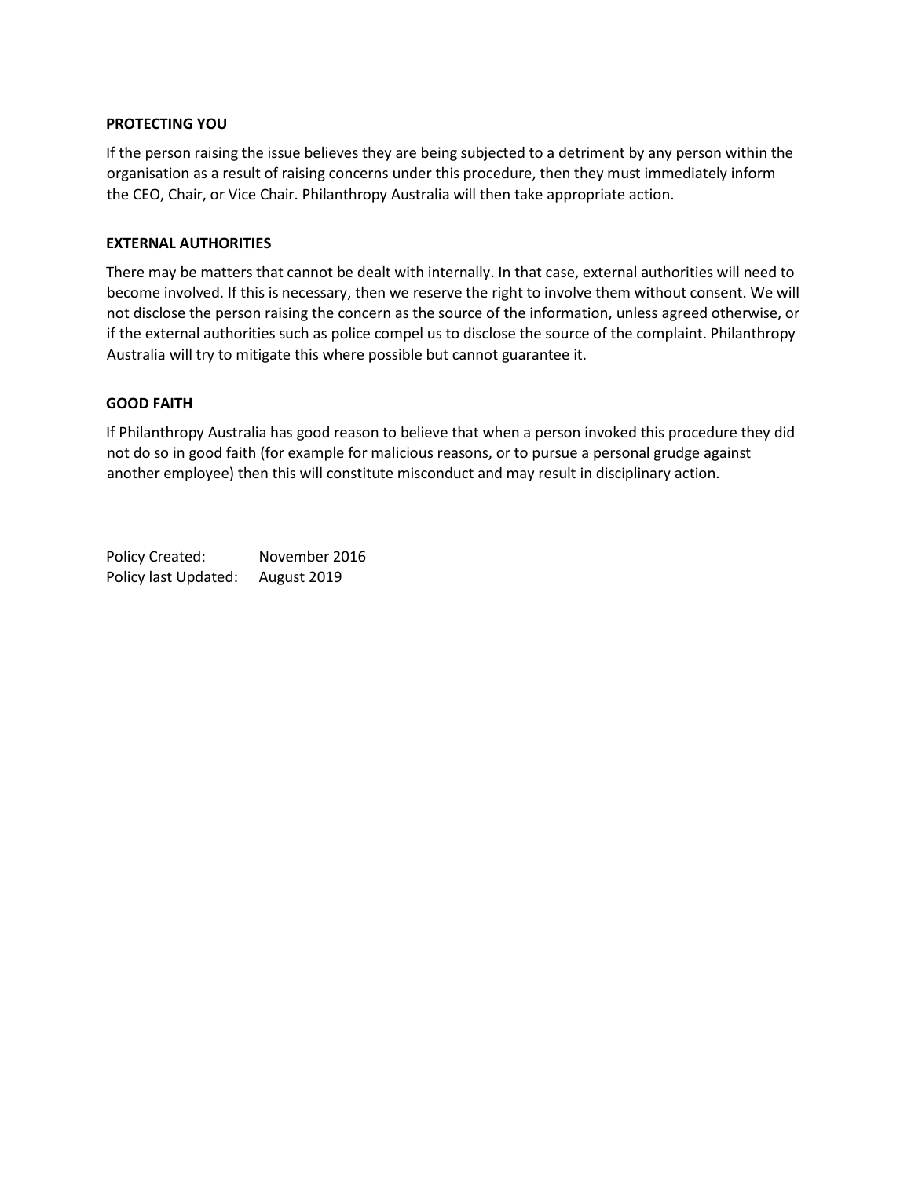## PROTECTING YOU

If the person raising the issue believes they are being subjected to a detriment by any person within the organisation as a result of raising concerns under this procedure, then they must immediately inform the CEO, Chair, or Vice Chair. Philanthropy Australia will then take appropriate action.

## EXTERNAL AUTHORITIES

There may be matters that cannot be dealt with internally. In that case, external authorities will need to become involved. If this is necessary, then we reserve the right to involve them without consent. We will not disclose the person raising the concern as the source of the information, unless agreed otherwise, or if the external authorities such as police compel us to disclose the source of the complaint. Philanthropy Australia will try to mitigate this where possible but cannot guarantee it.

## GOOD FAITH

If Philanthropy Australia has good reason to believe that when a person invoked this procedure they did not do so in good faith (for example for malicious reasons, or to pursue a personal grudge against another employee) then this will constitute misconduct and may result in disciplinary action.

Policy Created: November 2016
Policy last Updated: August 2019